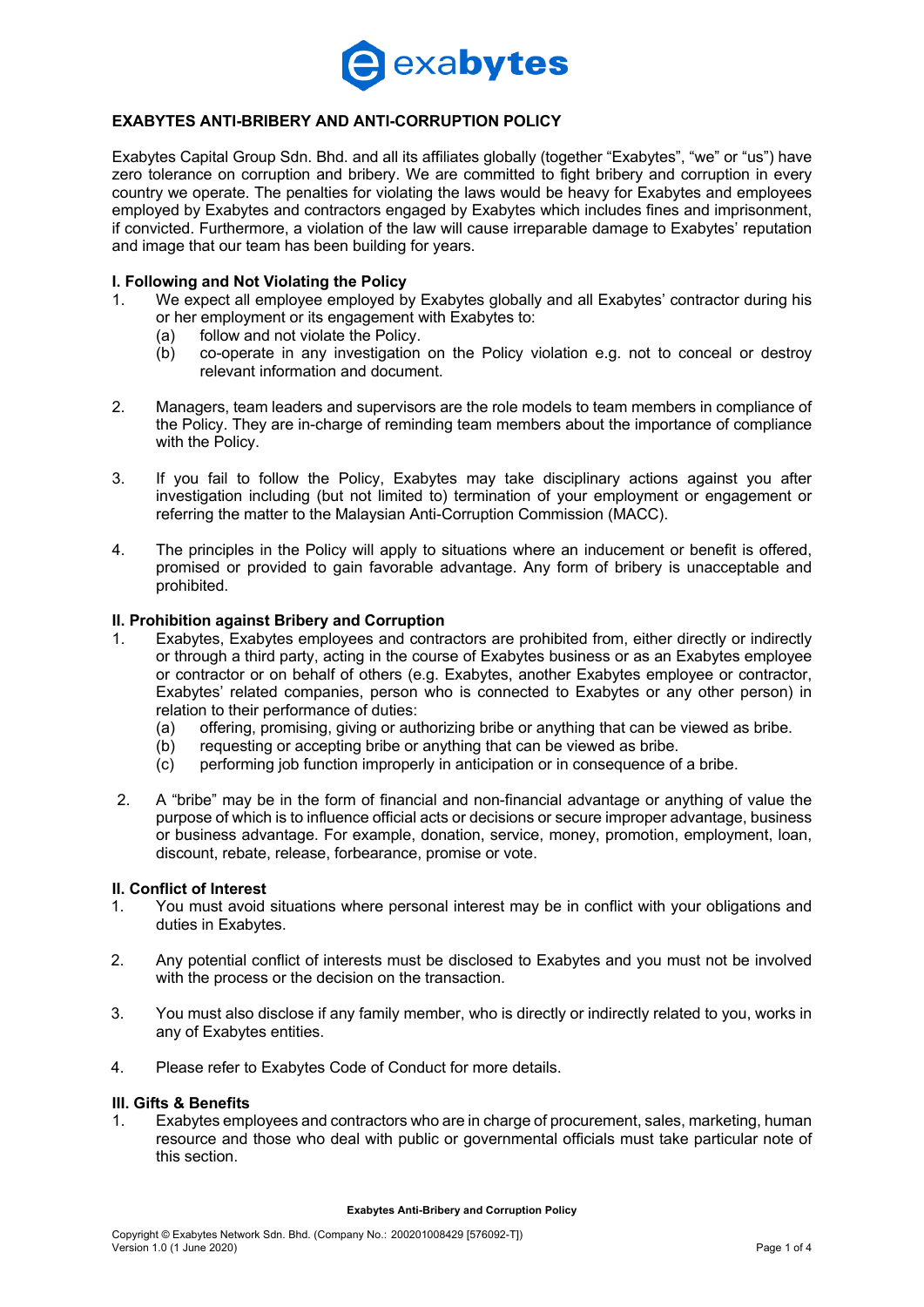## EXABYTES ANTI-BRIBERY AND ANTI-CORRUPTION POLICY

Exabytes Capital Group Sdn. Bhd. and all its affiliates globally (together "Exabytes", "we" or "us") have zero tolerance on corruption and bribery. We are committed to fight bribery and corruption in every country we operate. The penalties for violating the laws would be heavy for Exabytes and employees employed by Exabytes and contractors engaged by Exabytes which includes fines and imprisonment, if convicted. Furthermore, a violation of the law will cause irreparable damage to Exabytes' reputation and image that our team has been building for years.

### I. Following and Not Violating the Policy

1. We expect all employee employed by Exabytes globally and all Exabytes' contractor during his or her employment or its engagement with Exabytes to:
   (a) follow and not violate the Policy.
   (b) co-operate in any investigation on the Policy violation e.g. not to conceal or destroy relevant information and document.

2. Managers, team leaders and supervisors are the role models to team members in compliance of the Policy. They are in-charge of reminding team members about the importance of compliance with the Policy.

3. If you fail to follow the Policy, Exabytes may take disciplinary actions against you after investigation including (but not limited to) termination of your employment or engagement or referring the matter to the Malaysian Anti-Corruption Commission (MACC).

4. The principles in the Policy will apply to situations where an inducement or benefit is offered, promised or provided to gain favorable advantage. Any form of bribery is unacceptable and prohibited.

### II. Prohibition against Bribery and Corruption

1. Exabytes, Exabytes employees and contractors are prohibited from, either directly or indirectly or through a third party, acting in the course of Exabytes business or as an Exabytes employee or contractor or on behalf of others (e.g. Exabytes, another Exabytes employee or contractor, Exabytes' related companies, person who is connected to Exabytes or any other person) in relation to their performance of duties:
   (a) offering, promising, giving or authorizing bribe or anything that can be viewed as bribe.
   (b) requesting or accepting bribe or anything that can be viewed as bribe.
   (c) performing job function improperly in anticipation or in consequence of a bribe.

2. A "bribe" may be in the form of financial and non-financial advantage or anything of value the purpose of which is to influence official acts or decisions or secure improper advantage, business or business advantage. For example, donation, service, money, promotion, employment, loan, discount, rebate, release, forbearance, promise or vote.

### II. Conflict of Interest

1. You must avoid situations where personal interest may be in conflict with your obligations and duties in Exabytes.

2. Any potential conflict of interests must be disclosed to Exabytes and you must not be involved with the process or the decision on the transaction.

3. You must also disclose if any family member, who is directly or indirectly related to you, works in any of Exabytes entities.

4. Please refer to Exabytes Code of Conduct for more details.

### III. Gifts & Benefits

1. Exabytes employees and contractors who are in charge of procurement, sales, marketing, human resource and those who deal with public or governmental officials must take particular note of this section.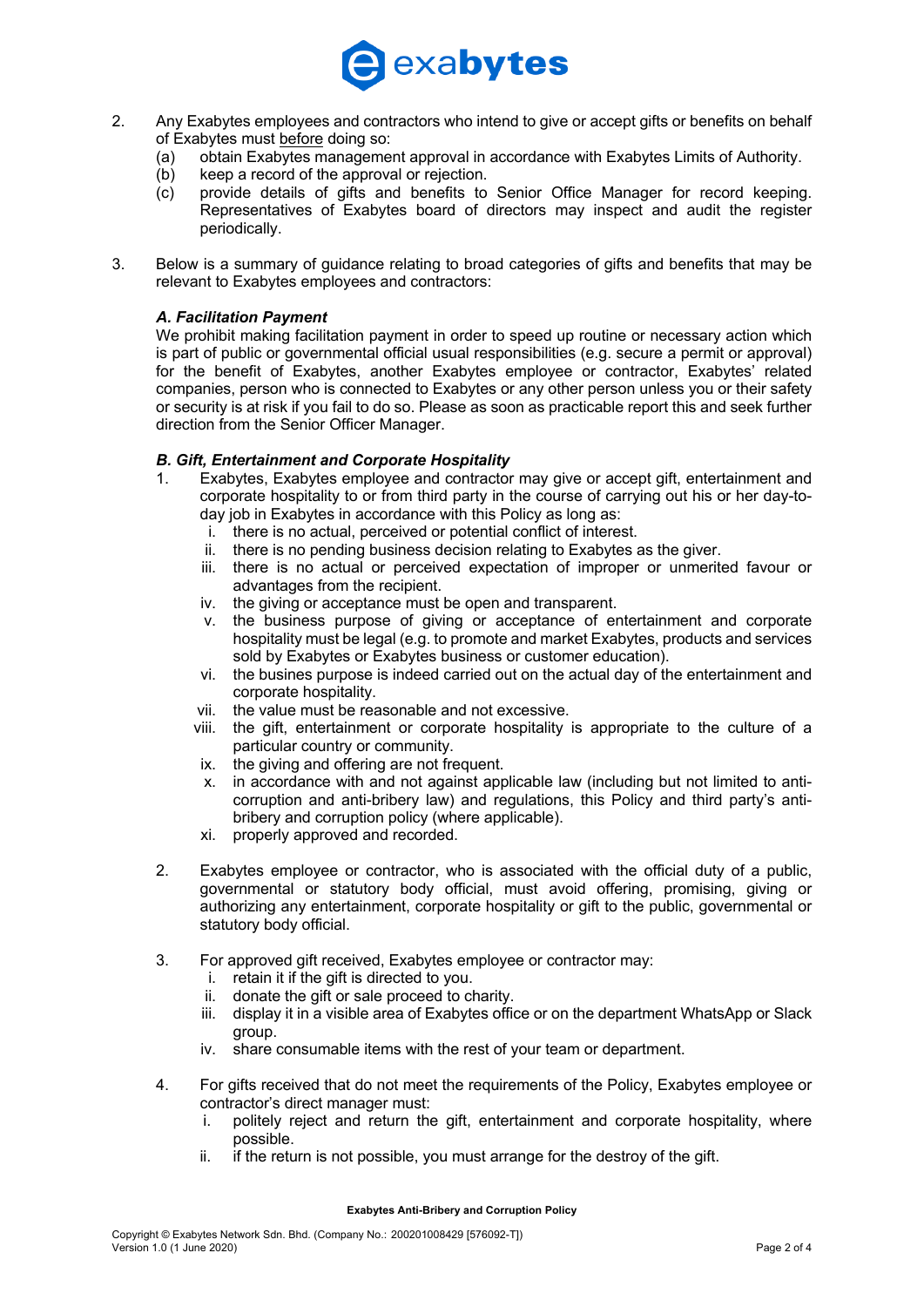2. Any Exabytes employees and contractors who intend to give or accept gifts or benefits on behalf of Exabytes must <u>before</u> doing so:
   (a) obtain Exabytes management approval in accordance with Exabytes Limits of Authority.
   (b) keep a record of the approval or rejection.
   (c) provide details of gifts and benefits to Senior Office Manager for record keeping. Representatives of Exabytes board of directors may inspect and audit the register periodically.

3. Below is a summary of guidance relating to broad categories of gifts and benefits that may be relevant to Exabytes employees and contractors:

***A. Facilitation Payment***

We prohibit making facilitation payment in order to speed up routine or necessary action which is part of public or governmental official usual responsibilities (e.g. secure a permit or approval) for the benefit of Exabytes, another Exabytes employee or contractor, Exabytes' related companies, person who is connected to Exabytes or any other person unless you or their safety or security is at risk if you fail to do so. Please as soon as practicable report this and seek further direction from the Senior Officer Manager.

***B. Gift, Entertainment and Corporate Hospitality***

1. Exabytes, Exabytes employee and contractor may give or accept gift, entertainment and corporate hospitality to or from third party in the course of carrying out his or her day-to-day job in Exabytes in accordance with this Policy as long as:
   i. there is no actual, perceived or potential conflict of interest.
   ii. there is no pending business decision relating to Exabytes as the giver.
   iii. there is no actual or perceived expectation of improper or unmerited favour or advantages from the recipient.
   iv. the giving or acceptance must be open and transparent.
   v. the business purpose of giving or acceptance of entertainment and corporate hospitality must be legal (e.g. to promote and market Exabytes, products and services sold by Exabytes or Exabytes business or customer education).
   vi. the busines purpose is indeed carried out on the actual day of the entertainment and corporate hospitality.
   vii. the value must be reasonable and not excessive.
   viii. the gift, entertainment or corporate hospitality is appropriate to the culture of a particular country or community.
   ix. the giving and offering are not frequent.
   x. in accordance with and not against applicable law (including but not limited to anti-corruption and anti-bribery law) and regulations, this Policy and third party's anti-bribery and corruption policy (where applicable).
   xi. properly approved and recorded.

2. Exabytes employee or contractor, who is associated with the official duty of a public, governmental or statutory body official, must avoid offering, promising, giving or authorizing any entertainment, corporate hospitality or gift to the public, governmental or statutory body official.

3. For approved gift received, Exabytes employee or contractor may:
   i. retain it if the gift is directed to you.
   ii. donate the gift or sale proceed to charity.
   iii. display it in a visible area of Exabytes office or on the department WhatsApp or Slack group.
   iv. share consumable items with the rest of your team or department.

4. For gifts received that do not meet the requirements of the Policy, Exabytes employee or contractor's direct manager must:
   i. politely reject and return the gift, entertainment and corporate hospitality, where possible.
   ii. if the return is not possible, you must arrange for the destroy of the gift.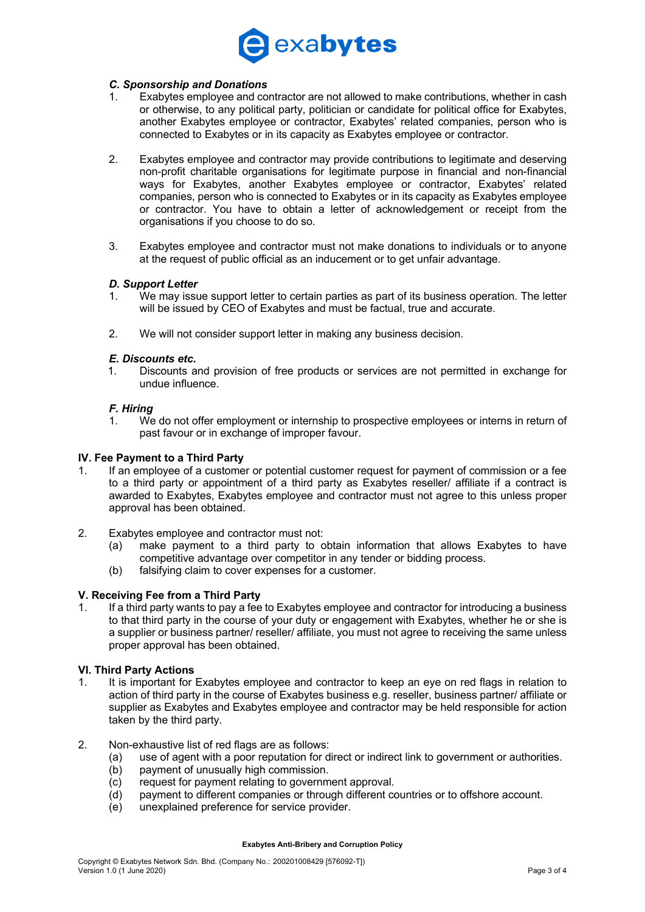### *C. Sponsorship and Donations*

1. Exabytes employee and contractor are not allowed to make contributions, whether in cash or otherwise, to any political party, politician or candidate for political office for Exabytes, another Exabytes employee or contractor, Exabytes' related companies, person who is connected to Exabytes or in its capacity as Exabytes employee or contractor.

2. Exabytes employee and contractor may provide contributions to legitimate and deserving non-profit charitable organisations for legitimate purpose in financial and non-financial ways for Exabytes, another Exabytes employee or contractor, Exabytes' related companies, person who is connected to Exabytes or in its capacity as Exabytes employee or contractor. You have to obtain a letter of acknowledgement or receipt from the organisations if you choose to do so.

3. Exabytes employee and contractor must not make donations to individuals or to anyone at the request of public official as an inducement or to get unfair advantage.

### *D. Support Letter*

1. We may issue support letter to certain parties as part of its business operation. The letter will be issued by CEO of Exabytes and must be factual, true and accurate.

2. We will not consider support letter in making any business decision.

### *E. Discounts etc.*

1. Discounts and provision of free products or services are not permitted in exchange for undue influence.

### *F. Hiring*

1. We do not offer employment or internship to prospective employees or interns in return of past favour or in exchange of improper favour.

## IV. Fee Payment to a Third Party

1. If an employee of a customer or potential customer request for payment of commission or a fee to a third party or appointment of a third party as Exabytes reseller/ affiliate if a contract is awarded to Exabytes, Exabytes employee and contractor must not agree to this unless proper approval has been obtained.

2. Exabytes employee and contractor must not:
   (a) make payment to a third party to obtain information that allows Exabytes to have competitive advantage over competitor in any tender or bidding process.
   (b) falsifying claim to cover expenses for a customer.

## V. Receiving Fee from a Third Party

1. If a third party wants to pay a fee to Exabytes employee and contractor for introducing a business to that third party in the course of your duty or engagement with Exabytes, whether he or she is a supplier or business partner/ reseller/ affiliate, you must not agree to receiving the same unless proper approval has been obtained.

## VI. Third Party Actions

1. It is important for Exabytes employee and contractor to keep an eye on red flags in relation to action of third party in the course of Exabytes business e.g. reseller, business partner/ affiliate or supplier as Exabytes and Exabytes employee and contractor may be held responsible for action taken by the third party.

2. Non-exhaustive list of red flags are as follows:
   (a) use of agent with a poor reputation for direct or indirect link to government or authorities.
   (b) payment of unusually high commission.
   (c) request for payment relating to government approval.
   (d) payment to different companies or through different countries or to offshore account.
   (e) unexplained preference for service provider.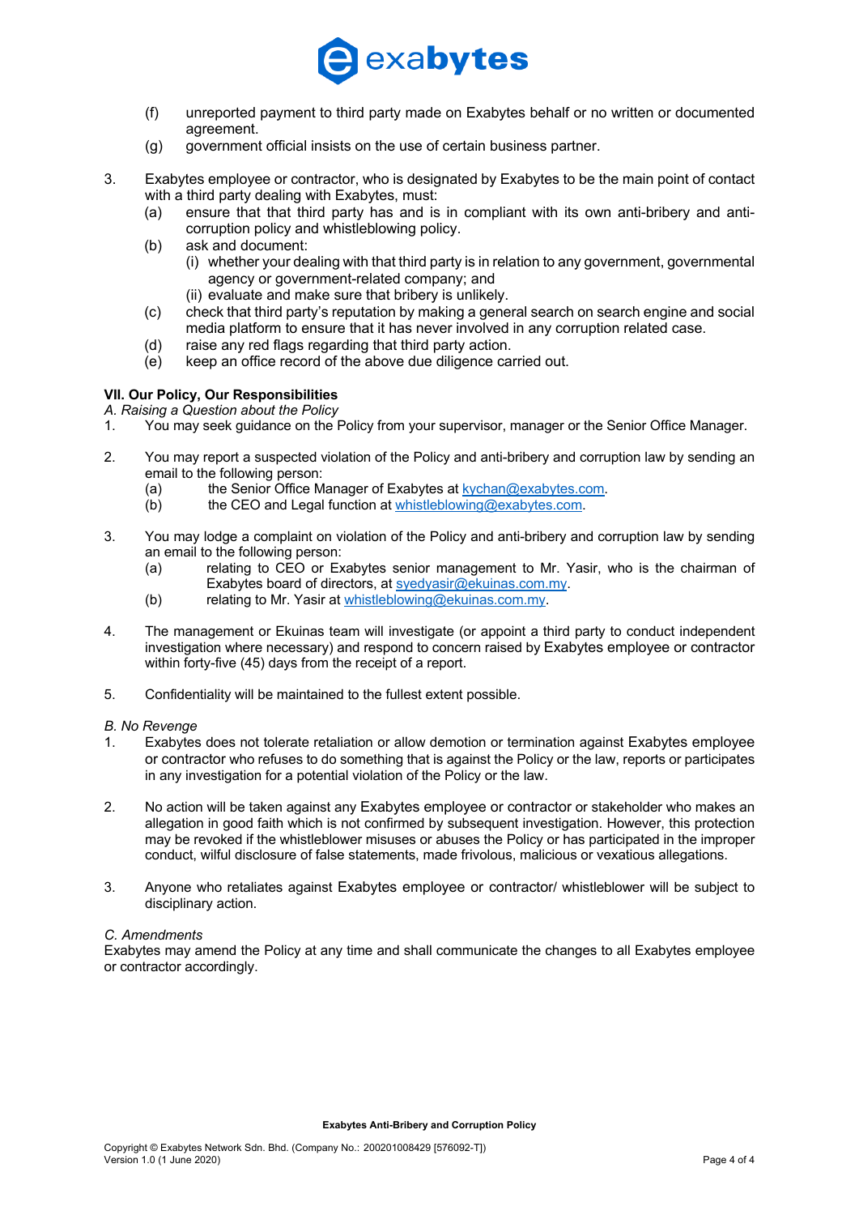(f) unreported payment to third party made on Exabytes behalf or no written or documented agreement.

(g) government official insists on the use of certain business partner.

3. Exabytes employee or contractor, who is designated by Exabytes to be the main point of contact with a third party dealing with Exabytes, must:
   (a) ensure that that third party has and is in compliant with its own anti-bribery and anti-corruption policy and whistleblowing policy.
   (b) ask and document:
      (i) whether your dealing with that third party is in relation to any government, governmental agency or government-related company; and
      (ii) evaluate and make sure that bribery is unlikely.
   (c) check that third party's reputation by making a general search on search engine and social media platform to ensure that it has never involved in any corruption related case.
   (d) raise any red flags regarding that third party action.
   (e) keep an office record of the above due diligence carried out.

## VII. Our Policy, Our Responsibilities

*A. Raising a Question about the Policy*

1. You may seek guidance on the Policy from your supervisor, manager or the Senior Office Manager.

2. You may report a suspected violation of the Policy and anti-bribery and corruption law by sending an email to the following person:
   (a) the Senior Office Manager of Exabytes at kychan@exabytes.com.
   (b) the CEO and Legal function at whistleblowing@exabytes.com.

3. You may lodge a complaint on violation of the Policy and anti-bribery and corruption law by sending an email to the following person:
   (a) relating to CEO or Exabytes senior management to Mr. Yasir, who is the chairman of Exabytes board of directors, at syedyasir@ekuinas.com.my.
   (b) relating to Mr. Yasir at whistleblowing@ekuinas.com.my.

4. The management or Ekuinas team will investigate (or appoint a third party to conduct independent investigation where necessary) and respond to concern raised by Exabytes employee or contractor within forty-five (45) days from the receipt of a report.

5. Confidentiality will be maintained to the fullest extent possible.

*B. No Revenge*

1. Exabytes does not tolerate retaliation or allow demotion or termination against Exabytes employee or contractor who refuses to do something that is against the Policy or the law, reports or participates in any investigation for a potential violation of the Policy or the law.

2. No action will be taken against any Exabytes employee or contractor or stakeholder who makes an allegation in good faith which is not confirmed by subsequent investigation. However, this protection may be revoked if the whistleblower misuses or abuses the Policy or has participated in the improper conduct, wilful disclosure of false statements, made frivolous, malicious or vexatious allegations.

3. Anyone who retaliates against Exabytes employee or contractor/ whistleblower will be subject to disciplinary action.

*C. Amendments*

Exabytes may amend the Policy at any time and shall communicate the changes to all Exabytes employee or contractor accordingly.